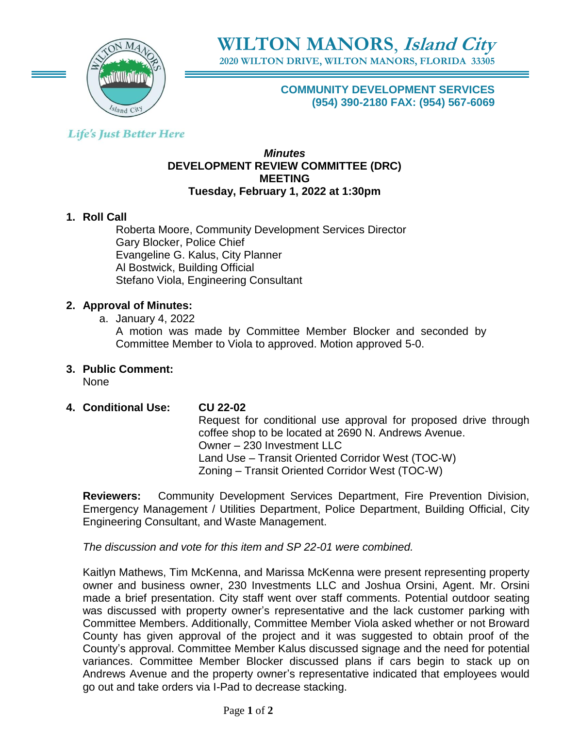# WILTON MANORS, *Island City*

**2020 WILTON DRIVE, WILTON MANORS, FLORIDA 33305**

**COMMUNITY DEVELOPMENT SERVICES**
**(954) 390-2180 FAX: (954) 567-6069**

*Life's Just Better Here*

***Minutes***
**DEVELOPMENT REVIEW COMMITTEE (DRC)**
**MEETING**
**Tuesday, February 1, 2022 at 1:30pm**

**1. Roll Call**

Roberta Moore, Community Development Services Director
Gary Blocker, Police Chief
Evangeline G. Kalus, City Planner
Al Bostwick, Building Official
Stefano Viola, Engineering Consultant

**2. Approval of Minutes:**

a. January 4, 2022
A motion was made by Committee Member Blocker and seconded by Committee Member to Viola to approved. Motion approved 5-0.

**3. Public Comment:**

None

**4. Conditional Use: CU 22-02**

Request for conditional use approval for proposed drive through coffee shop to be located at 2690 N. Andrews Avenue.
Owner – 230 Investment LLC
Land Use – Transit Oriented Corridor West (TOC-W)
Zoning – Transit Oriented Corridor West (TOC-W)

**Reviewers:** Community Development Services Department, Fire Prevention Division, Emergency Management / Utilities Department, Police Department, Building Official, City Engineering Consultant, and Waste Management.

*The discussion and vote for this item and SP 22-01 were combined.*

Kaitlyn Mathews, Tim McKenna, and Marissa McKenna were present representing property owner and business owner, 230 Investments LLC and Joshua Orsini, Agent. Mr. Orsini made a brief presentation. City staff went over staff comments. Potential outdoor seating was discussed with property owner's representative and the lack customer parking with Committee Members. Additionally, Committee Member Viola asked whether or not Broward County has given approval of the project and it was suggested to obtain proof of the County's approval. Committee Member Kalus discussed signage and the need for potential variances. Committee Member Blocker discussed plans if cars begin to stack up on Andrews Avenue and the property owner's representative indicated that employees would go out and take orders via I-Pad to decrease stacking.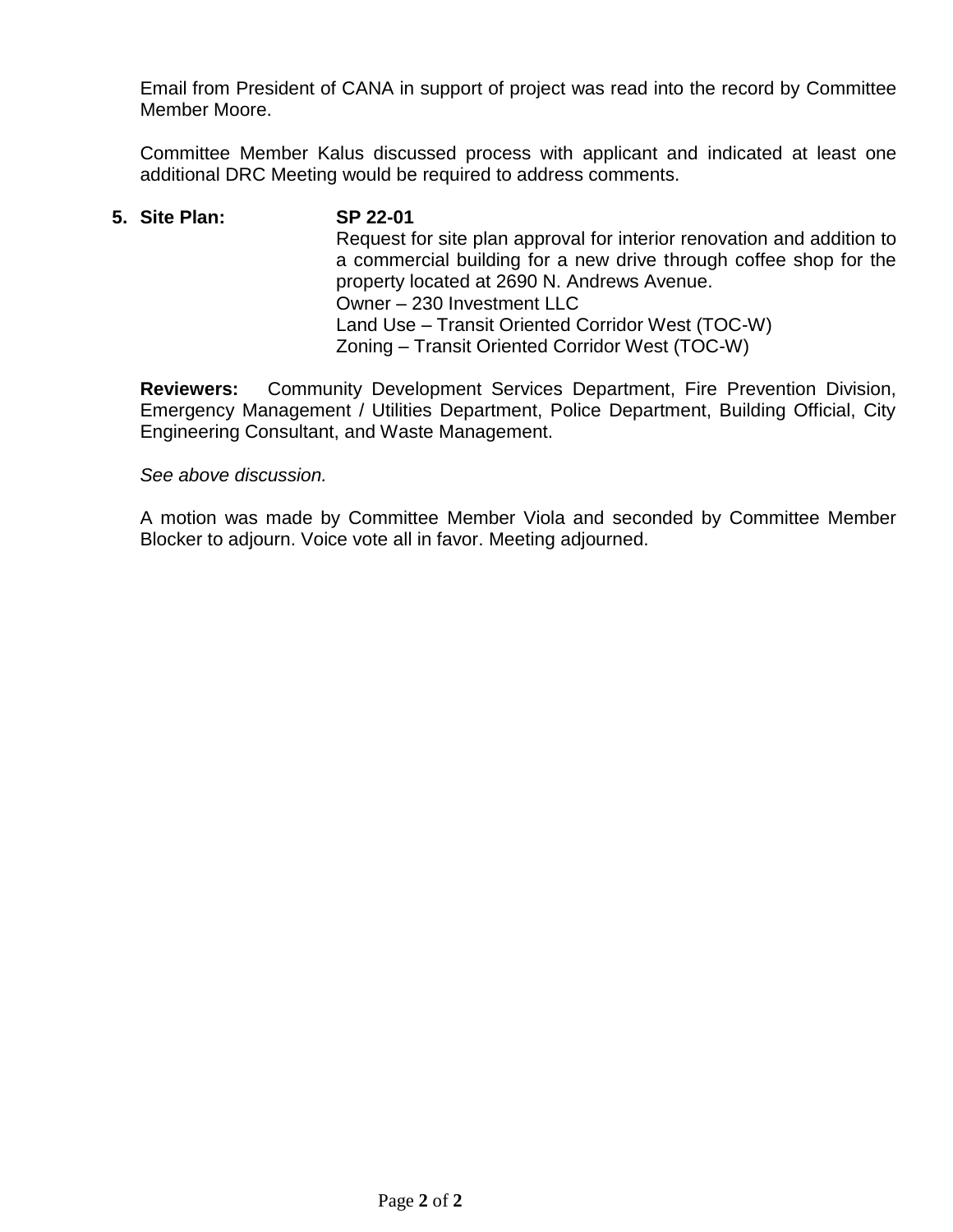Email from President of CANA in support of project was read into the record by Committee Member Moore.

Committee Member Kalus discussed process with applicant and indicated at least one additional DRC Meeting would be required to address comments.

5. **Site Plan:** **SP 22-01**
   Request for site plan approval for interior renovation and addition to a commercial building for a new drive through coffee shop for the property located at 2690 N. Andrews Avenue.
   Owner – 230 Investment LLC
   Land Use – Transit Oriented Corridor West (TOC-W)
   Zoning – Transit Oriented Corridor West (TOC-W)

**Reviewers:** Community Development Services Department, Fire Prevention Division, Emergency Management / Utilities Department, Police Department, Building Official, City Engineering Consultant, and Waste Management.

*See above discussion.*

A motion was made by Committee Member Viola and seconded by Committee Member Blocker to adjourn. Voice vote all in favor. Meeting adjourned.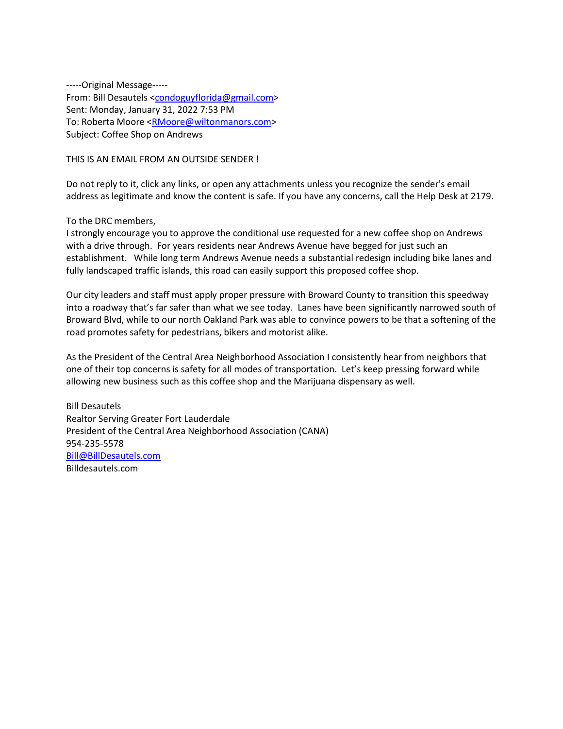-----Original Message-----
From: Bill Desautels <condoguyflorida@gmail.com>
Sent: Monday, January 31, 2022 7:53 PM
To: Roberta Moore <RMoore@wiltonmanors.com>
Subject: Coffee Shop on Andrews

THIS IS AN EMAIL FROM AN OUTSIDE SENDER !

Do not reply to it, click any links, or open any attachments unless you recognize the sender's email address as legitimate and know the content is safe. If you have any concerns, call the Help Desk at 2179.

To the DRC members,
I strongly encourage you to approve the conditional use requested for a new coffee shop on Andrews with a drive through. For years residents near Andrews Avenue have begged for just such an establishment. While long term Andrews Avenue needs a substantial redesign including bike lanes and fully landscaped traffic islands, this road can easily support this proposed coffee shop.

Our city leaders and staff must apply proper pressure with Broward County to transition this speedway into a roadway that's far safer than what we see today. Lanes have been significantly narrowed south of Broward Blvd, while to our north Oakland Park was able to convince powers to be that a softening of the road promotes safety for pedestrians, bikers and motorist alike.

As the President of the Central Area Neighborhood Association I consistently hear from neighbors that one of their top concerns is safety for all modes of transportation. Let's keep pressing forward while allowing new business such as this coffee shop and the Marijuana dispensary as well.

Bill Desautels
Realtor Serving Greater Fort Lauderdale
President of the Central Area Neighborhood Association (CANA)
954-235-5578
Bill@BillDesautels.com
Billdesautels.com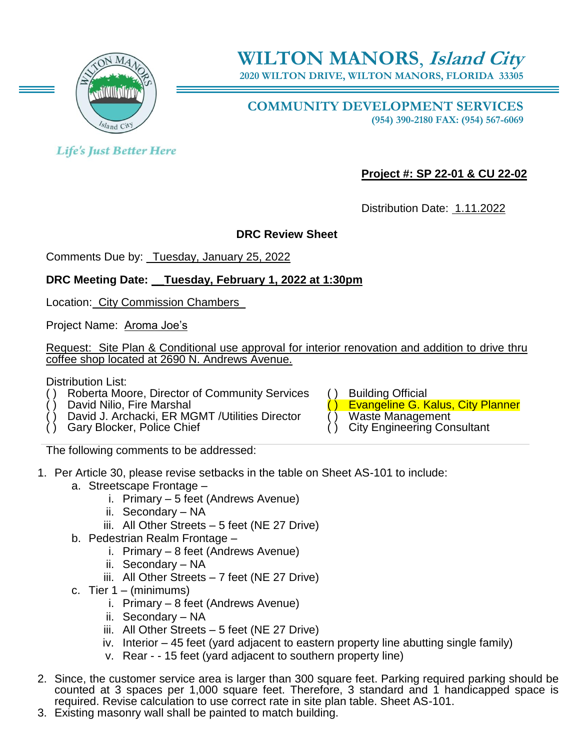# WILTON MANORS, *Island City*

2020 WILTON DRIVE, WILTON MANORS, FLORIDA 33305

## COMMUNITY DEVELOPMENT SERVICES

(954) 390-2180 FAX: (954) 567-6069

*Life's Just Better Here*

**Project #: SP 22-01 & CU 22-02**

Distribution Date: 1.11.2022

**DRC Review Sheet**

Comments Due by: Tuesday, January 25, 2022

**DRC Meeting Date: Tuesday, February 1, 2022 at 1:30pm**

Location: City Commission Chambers

Project Name: Aroma Joe's

Request: Site Plan & Conditional use approval for interior renovation and addition to drive thru coffee shop located at 2690 N. Andrews Avenue.

Distribution List:

- ( ) Roberta Moore, Director of Community Services
- ( ) David Nilio, Fire Marshal
- ( ) David J. Archacki, ER MGMT /Utilities Director
- ( ) Gary Blocker, Police Chief
- ( ) Building Official
- ( ) Evangeline G. Kalus, City Planner
- ( ) Waste Management
- ( ) City Engineering Consultant

The following comments to be addressed:

1. Per Article 30, please revise setbacks in the table on Sheet AS-101 to include:
   a. Streetscape Frontage –
      i. Primary – 5 feet (Andrews Avenue)
      ii. Secondary – NA
      iii. All Other Streets – 5 feet (NE 27 Drive)
   b. Pedestrian Realm Frontage –
      i. Primary – 8 feet (Andrews Avenue)
      ii. Secondary – NA
      iii. All Other Streets – 7 feet (NE 27 Drive)
   c. Tier 1 – (minimums)
      i. Primary – 8 feet (Andrews Avenue)
      ii. Secondary – NA
      iii. All Other Streets – 5 feet (NE 27 Drive)
      iv. Interior – 45 feet (yard adjacent to eastern property line abutting single family)
      v. Rear - - 15 feet (yard adjacent to southern property line)
2. Since, the customer service area is larger than 300 square feet. Parking required parking should be counted at 3 spaces per 1,000 square feet. Therefore, 3 standard and 1 handicapped space is required. Revise calculation to use correct rate in site plan table. Sheet AS-101.
3. Existing masonry wall shall be painted to match building.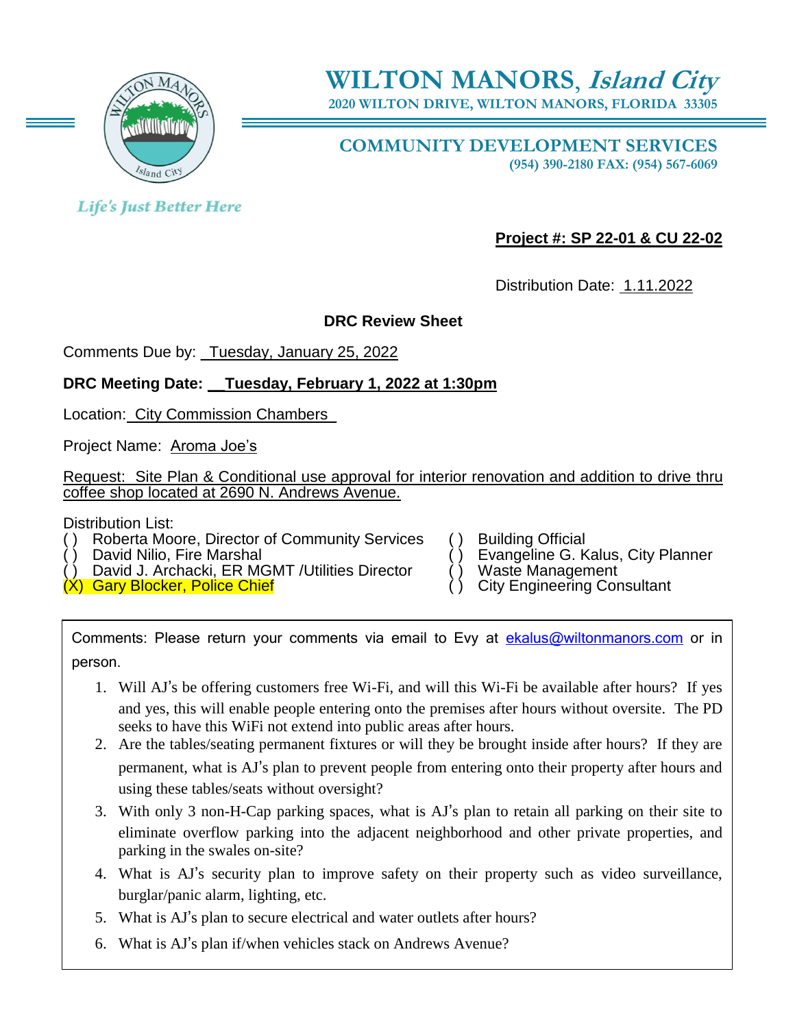# WILTON MANORS, *Island City*

**2020 WILTON DRIVE, WILTON MANORS, FLORIDA 33305**

**COMMUNITY DEVELOPMENT SERVICES**

**(954) 390-2180 FAX: (954) 567-6069**

*Life's Just Better Here*

**Project #: SP 22-01 & CU 22-02**

Distribution Date: 1.11.2022

**DRC Review Sheet**

Comments Due by: Tuesday, January 25, 2022

**DRC Meeting Date: Tuesday, February 1, 2022 at 1:30pm**

Location: City Commission Chambers

Project Name: Aroma Joe's

Request: Site Plan & Conditional use approval for interior renovation and addition to drive thru coffee shop located at 2690 N. Andrews Avenue.

Distribution List:

- ( ) Roberta Moore, Director of Community Services
- ( ) David Nilio, Fire Marshal
- ( ) David J. Archacki, ER MGMT /Utilities Director
- (X) Gary Blocker, Police Chief
- ( ) Building Official
- ( ) Evangeline G. Kalus, City Planner
- ( ) Waste Management
- ( ) City Engineering Consultant

Comments: Please return your comments via email to Evy at ekalus@wiltonmanors.com or in person.

1. Will AJ's be offering customers free Wi-Fi, and will this Wi-Fi be available after hours? If yes and yes, this will enable people entering onto the premises after hours without oversite. The PD seeks to have this WiFi not extend into public areas after hours.
2. Are the tables/seating permanent fixtures or will they be brought inside after hours? If they are permanent, what is AJ's plan to prevent people from entering onto their property after hours and using these tables/seats without oversight?
3. With only 3 non-H-Cap parking spaces, what is AJ's plan to retain all parking on their site to eliminate overflow parking into the adjacent neighborhood and other private properties, and parking in the swales on-site?
4. What is AJ's security plan to improve safety on their property such as video surveillance, burglar/panic alarm, lighting, etc.
5. What is AJ's plan to secure electrical and water outlets after hours?
6. What is AJ's plan if/when vehicles stack on Andrews Avenue?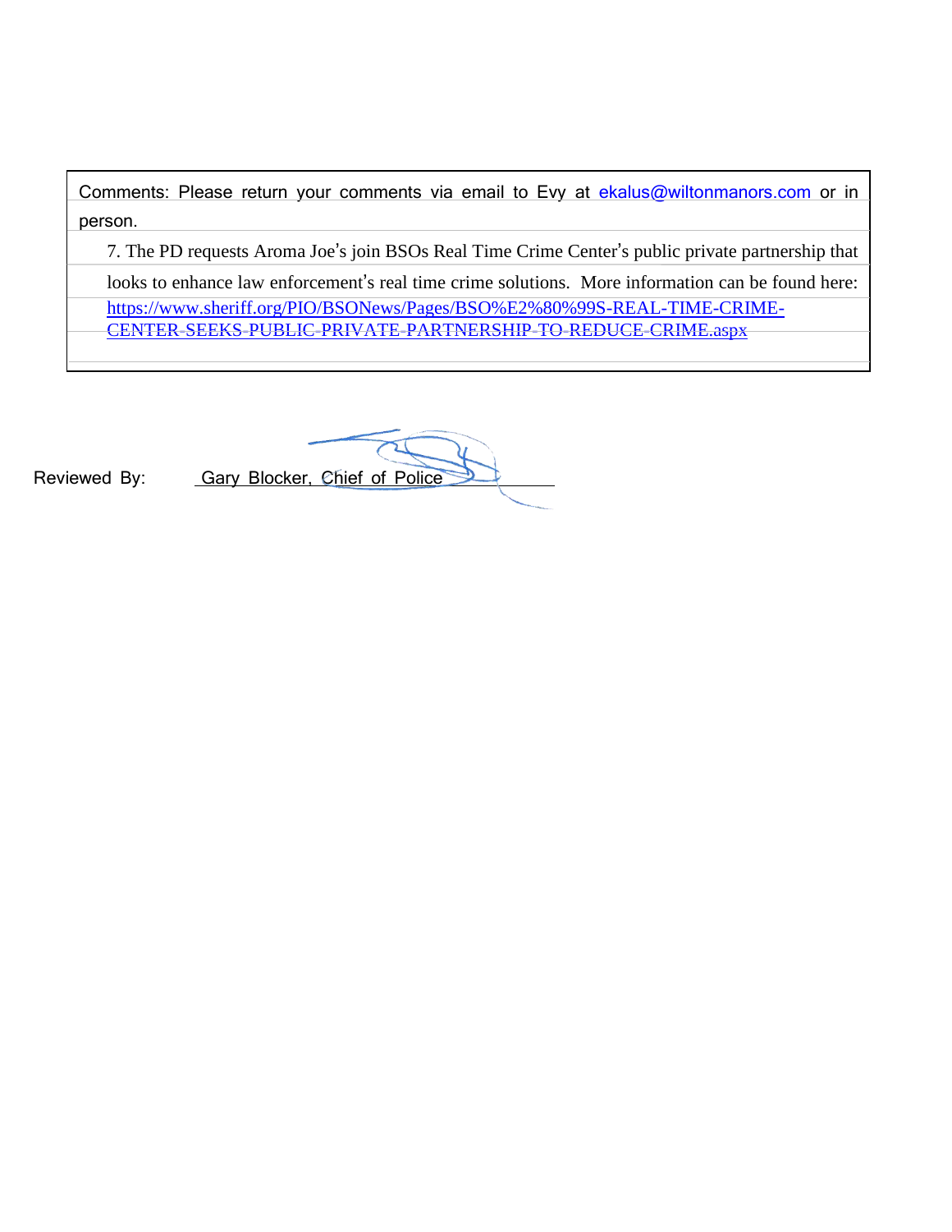Comments: Please return your comments via email to Evy at ekalus@wiltonmanors.com or in person.

7. The PD requests Aroma Joe's join BSOs Real Time Crime Center's public private partnership that looks to enhance law enforcement's real time crime solutions. More information can be found here: https://www.sheriff.org/PIO/BSONews/Pages/BSO%E2%80%99S-REAL-TIME-CRIME-CENTER-SEEKS-PUBLIC-PRIVATE-PARTNERSHIP-TO-REDUCE-CRIME.aspx

Reviewed By: Gary Blocker, Chief of Police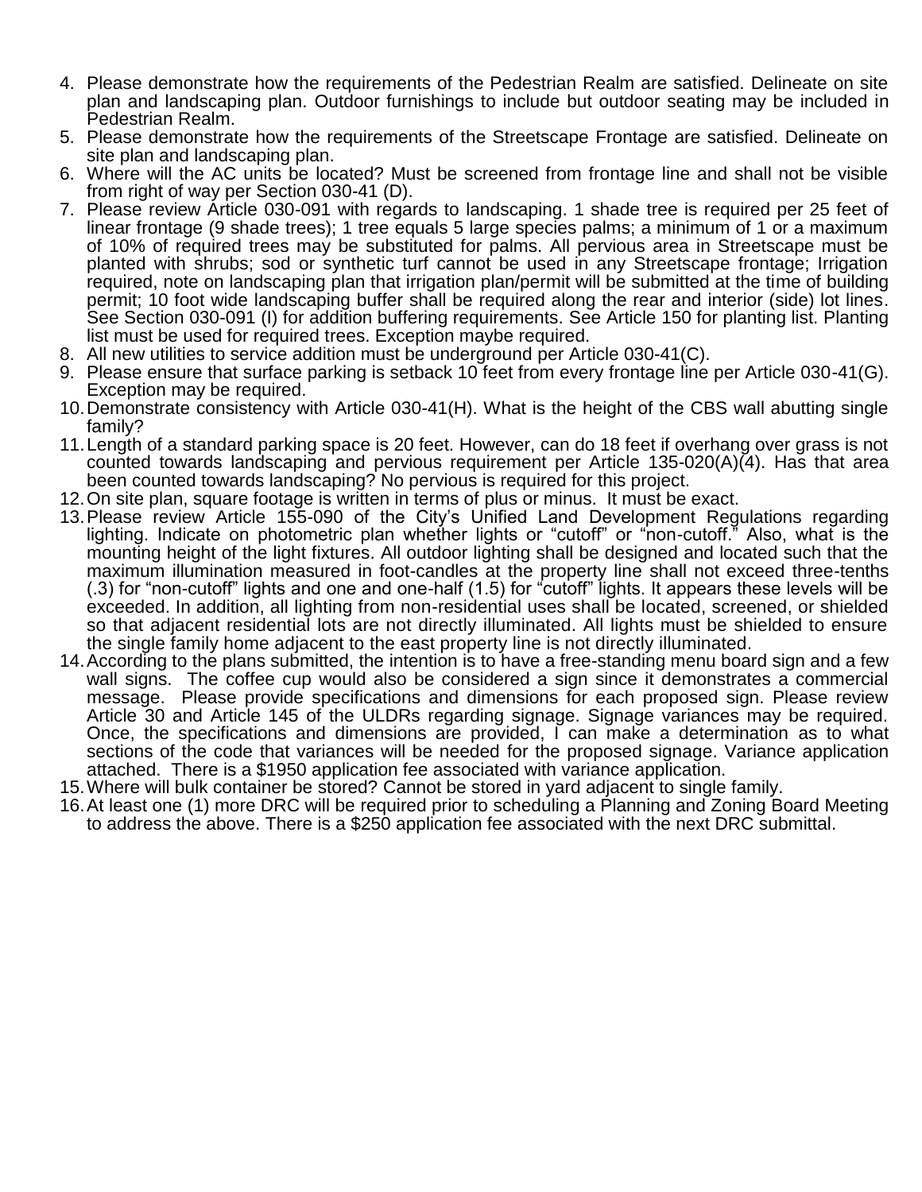4. Please demonstrate how the requirements of the Pedestrian Realm are satisfied. Delineate on site plan and landscaping plan. Outdoor furnishings to include but outdoor seating may be included in Pedestrian Realm.
5. Please demonstrate how the requirements of the Streetscape Frontage are satisfied. Delineate on site plan and landscaping plan.
6. Where will the AC units be located? Must be screened from frontage line and shall not be visible from right of way per Section 030-41 (D).
7. Please review Article 030-091 with regards to landscaping. 1 shade tree is required per 25 feet of linear frontage (9 shade trees); 1 tree equals 5 large species palms; a minimum of 1 or a maximum of 10% of required trees may be substituted for palms. All pervious area in Streetscape must be planted with shrubs; sod or synthetic turf cannot be used in any Streetscape frontage; Irrigation required, note on landscaping plan that irrigation plan/permit will be submitted at the time of building permit; 10 foot wide landscaping buffer shall be required along the rear and interior (side) lot lines. See Section 030-091 (I) for addition buffering requirements. See Article 150 for planting list. Planting list must be used for required trees. Exception maybe required.
8. All new utilities to service addition must be underground per Article 030-41(C).
9. Please ensure that surface parking is setback 10 feet from every frontage line per Article 030-41(G). Exception may be required.
10. Demonstrate consistency with Article 030-41(H). What is the height of the CBS wall abutting single family?
11. Length of a standard parking space is 20 feet. However, can do 18 feet if overhang over grass is not counted towards landscaping and pervious requirement per Article 135-020(A)(4). Has that area been counted towards landscaping? No pervious is required for this project.
12. On site plan, square footage is written in terms of plus or minus. It must be exact.
13. Please review Article 155-090 of the City's Unified Land Development Regulations regarding lighting. Indicate on photometric plan whether lights or "cutoff" or "non-cutoff." Also, what is the mounting height of the light fixtures. All outdoor lighting shall be designed and located such that the maximum illumination measured in foot-candles at the property line shall not exceed three-tenths (.3) for "non-cutoff" lights and one and one-half (1.5) for "cutoff" lights. It appears these levels will be exceeded. In addition, all lighting from non-residential uses shall be located, screened, or shielded so that adjacent residential lots are not directly illuminated. All lights must be shielded to ensure the single family home adjacent to the east property line is not directly illuminated.
14. According to the plans submitted, the intention is to have a free-standing menu board sign and a few wall signs. The coffee cup would also be considered a sign since it demonstrates a commercial message. Please provide specifications and dimensions for each proposed sign. Please review Article 30 and Article 145 of the ULDRs regarding signage. Signage variances may be required. Once, the specifications and dimensions are provided, I can make a determination as to what sections of the code that variances will be needed for the proposed signage. Variance application attached. There is a $1950 application fee associated with variance application.
15. Where will bulk container be stored? Cannot be stored in yard adjacent to single family.
16. At least one (1) more DRC will be required prior to scheduling a Planning and Zoning Board Meeting to address the above. There is a $250 application fee associated with the next DRC submittal.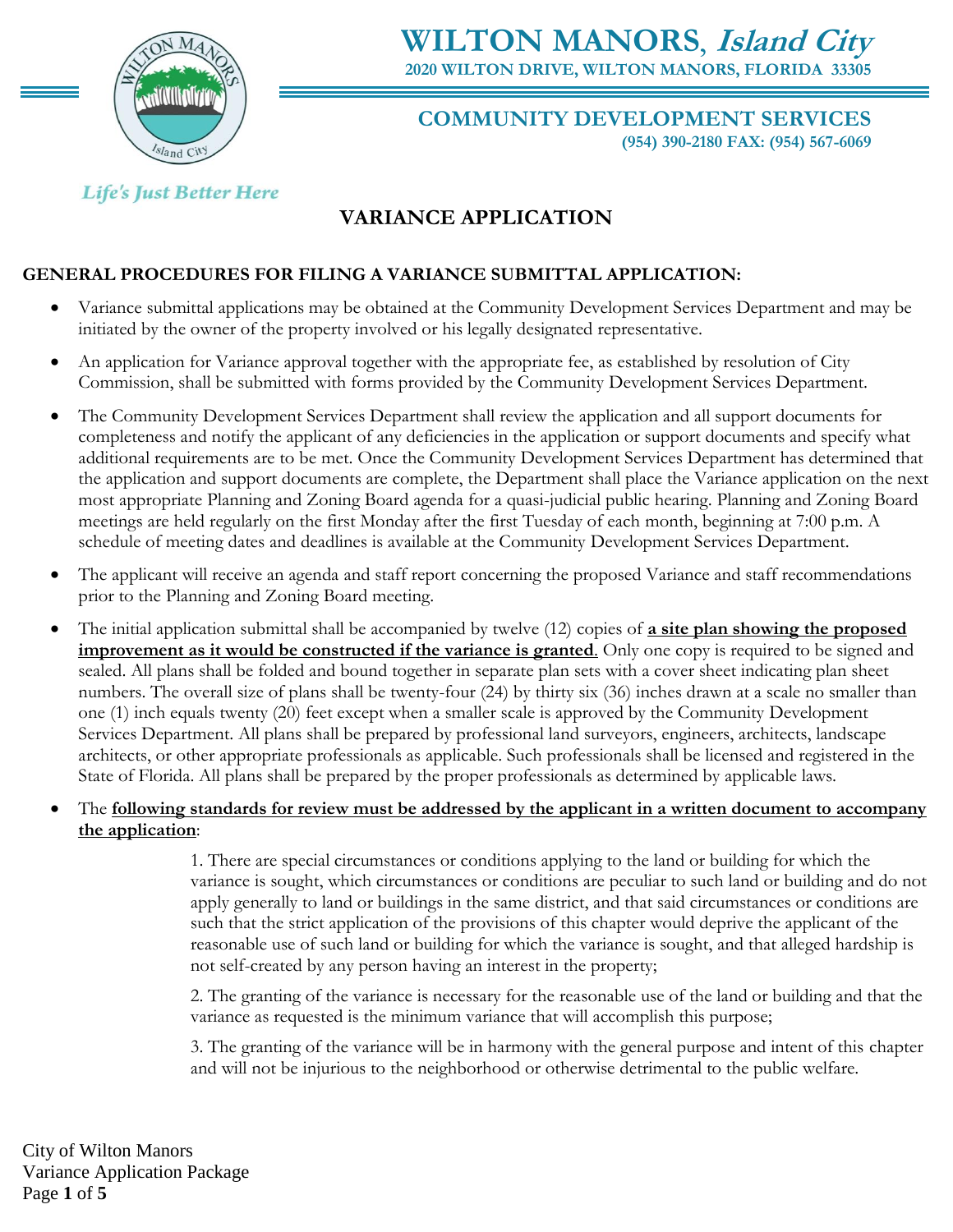# WILTON MANORS, *Island City*

**2020 WILTON DRIVE, WILTON MANORS, FLORIDA 33305**

## COMMUNITY DEVELOPMENT SERVICES

**(954) 390-2180 FAX: (954) 567-6069**

*Life's Just Better Here*

## VARIANCE APPLICATION

**GENERAL PROCEDURES FOR FILING A VARIANCE SUBMITTAL APPLICATION:**

- Variance submittal applications may be obtained at the Community Development Services Department and may be initiated by the owner of the property involved or his legally designated representative.
- An application for Variance approval together with the appropriate fee, as established by resolution of City Commission, shall be submitted with forms provided by the Community Development Services Department.
- The Community Development Services Department shall review the application and all support documents for completeness and notify the applicant of any deficiencies in the application or support documents and specify what additional requirements are to be met. Once the Community Development Services Department has determined that the application and support documents are complete, the Department shall place the Variance application on the next most appropriate Planning and Zoning Board agenda for a quasi-judicial public hearing. Planning and Zoning Board meetings are held regularly on the first Monday after the first Tuesday of each month, beginning at 7:00 p.m. A schedule of meeting dates and deadlines is available at the Community Development Services Department.
- The applicant will receive an agenda and staff report concerning the proposed Variance and staff recommendations prior to the Planning and Zoning Board meeting.
- The initial application submittal shall be accompanied by twelve (12) copies of **a site plan showing the proposed improvement as it would be constructed if the variance is granted**. Only one copy is required to be signed and sealed. All plans shall be folded and bound together in separate plan sets with a cover sheet indicating plan sheet numbers. The overall size of plans shall be twenty-four (24) by thirty six (36) inches drawn at a scale no smaller than one (1) inch equals twenty (20) feet except when a smaller scale is approved by the Community Development Services Department. All plans shall be prepared by professional land surveyors, engineers, architects, landscape architects, or other appropriate professionals as applicable. Such professionals shall be licensed and registered in the State of Florida. All plans shall be prepared by the proper professionals as determined by applicable laws.
- The **following standards for review must be addressed by the applicant in a written document to accompany the application**:

  1. There are special circumstances or conditions applying to the land or building for which the variance is sought, which circumstances or conditions are peculiar to such land or building and do not apply generally to land or buildings in the same district, and that said circumstances or conditions are such that the strict application of the provisions of this chapter would deprive the applicant of the reasonable use of such land or building for which the variance is sought, and that alleged hardship is not self-created by any person having an interest in the property;

  2. The granting of the variance is necessary for the reasonable use of the land or building and that the variance as requested is the minimum variance that will accomplish this purpose;

  3. The granting of the variance will be in harmony with the general purpose and intent of this chapter and will not be injurious to the neighborhood or otherwise detrimental to the public welfare.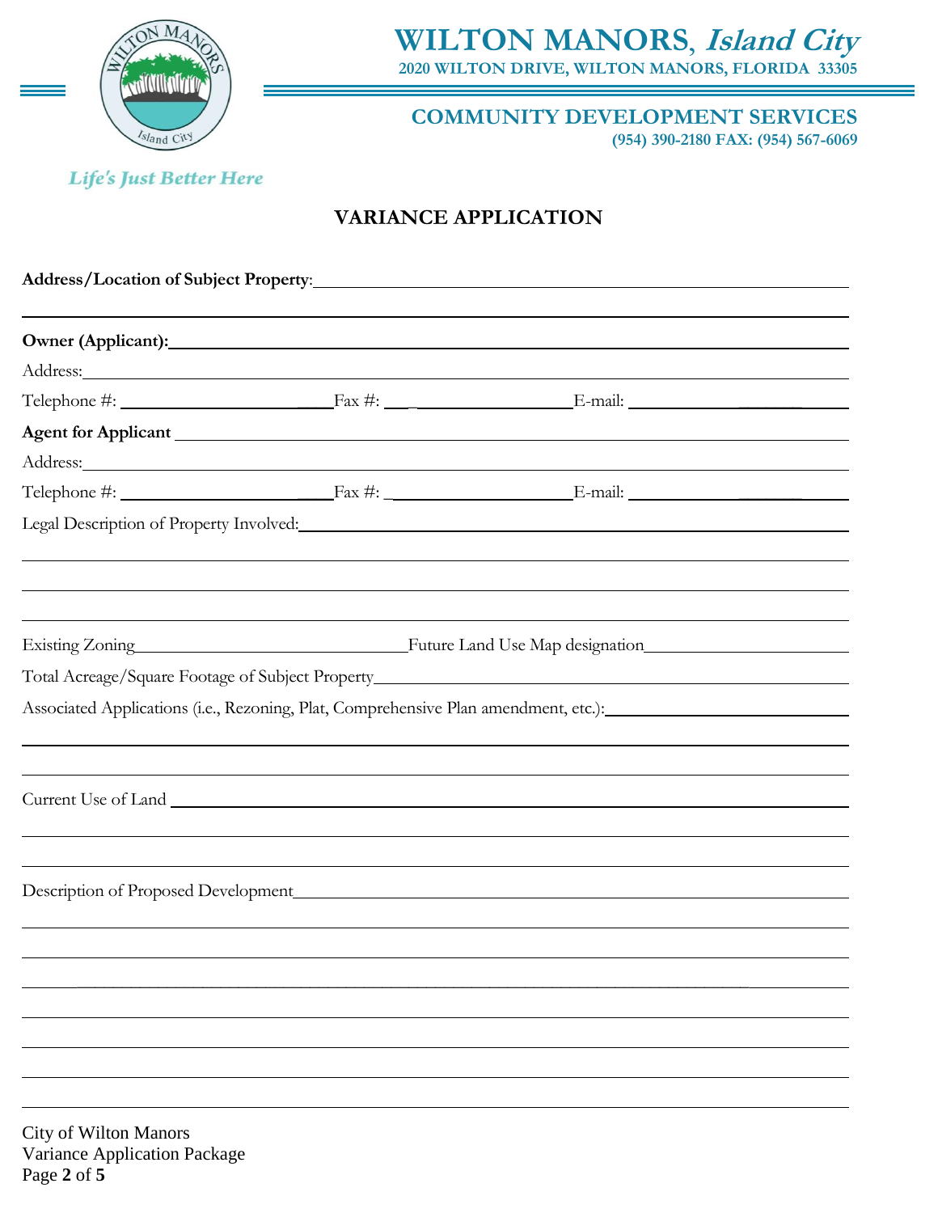# WILTON MANORS, *Island City*

**2020 WILTON DRIVE, WILTON MANORS, FLORIDA 33305**

**COMMUNITY DEVELOPMENT SERVICES**

**(954) 390-2180 FAX: (954) 567-6069**

*Life's Just Better Here*

## VARIANCE APPLICATION

**Address/Location of Subject Property**: ______________________________________________

______________________________________________

**Owner (Applicant):** ______________________________________________

Address: ______________________________________________

Telephone #: ____________________ Fax #: ____________________ E-mail: ____________________

**Agent for Applicant** ______________________________________________

Address: ______________________________________________

Telephone #: ____________________ Fax #: ____________________ E-mail: ____________________

Legal Description of Property Involved: ______________________________________________

______________________________________________

______________________________________________

______________________________________________

Existing Zoning ____________________ Future Land Use Map designation ____________________

Total Acreage/Square Footage of Subject Property ______________________________________________

Associated Applications (i.e., Rezoning, Plat, Comprehensive Plan amendment, etc.): ____________________

______________________________________________

______________________________________________

Current Use of Land ______________________________________________

______________________________________________

______________________________________________

Description of Proposed Development ______________________________________________

______________________________________________

______________________________________________

______________________________________________

______________________________________________

______________________________________________

______________________________________________

______________________________________________

City of Wilton Manors
Variance Application Package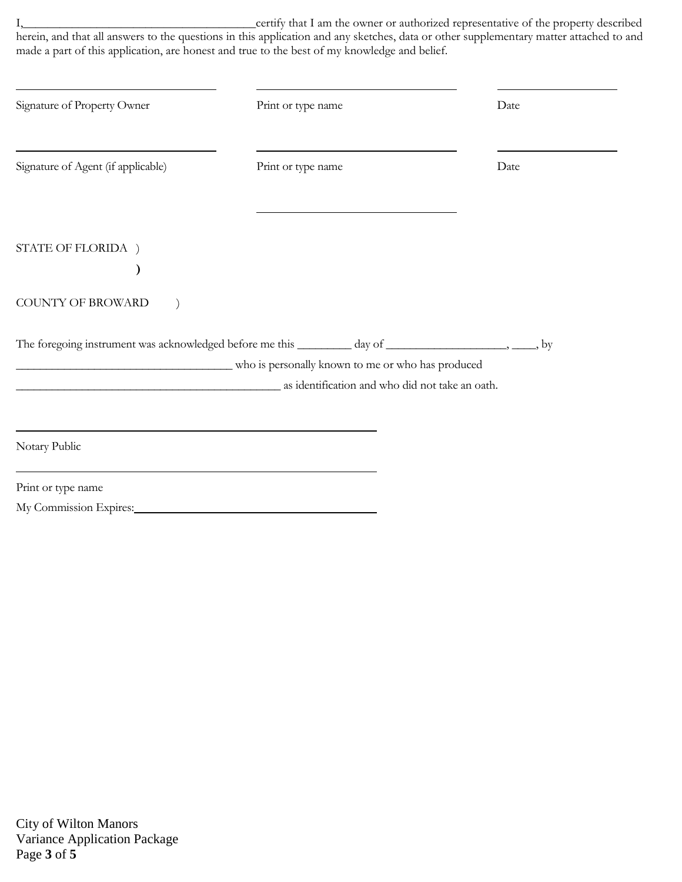I,_______________________________________certify that I am the owner or authorized representative of the property described herein, and that all answers to the questions in this application and any sketches, data or other supplementary matter attached to and made a part of this application, are honest and true to the best of my knowledge and belief.

| ______________________________ | ______________________________ | ________________ |
|---|---|---|
| Signature of Property Owner | Print or type name | Date |
| ______________________________ | ______________________________ | ________________ |
| Signature of Agent (if applicable) | Print or type name | Date |

______________________________

STATE OF FLORIDA )

)

COUNTY OF BROWARD )

The foregoing instrument was acknowledged before me this _________ day of ____________________, ____, by ____________________________________ who is personally known to me or who has produced ______________________________________________ as identification and who did not take an oath.

______________________________________________

Notary Public

______________________________________________

Print or type name

My Commission Expires:______________________________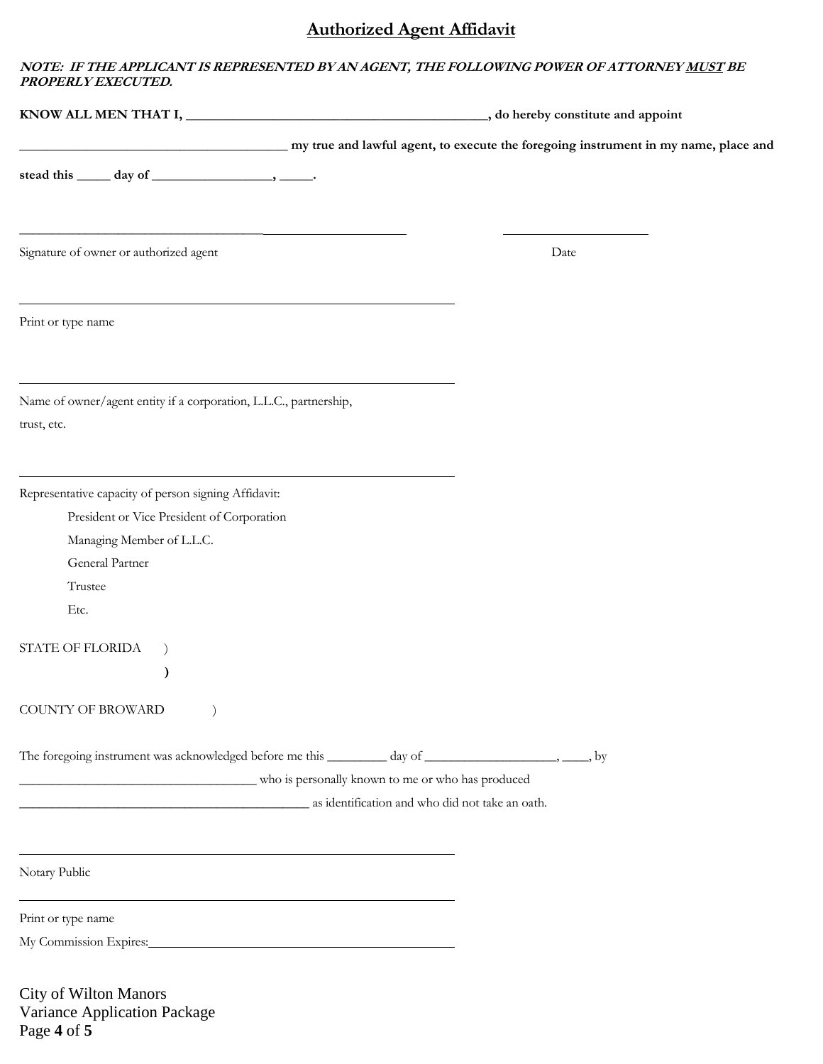# Authorized Agent Affidavit

***NOTE: IF THE APPLICANT IS REPRESENTED BY AN AGENT, THE FOLLOWING POWER OF ATTORNEY MUST BE PROPERLY EXECUTED.***

**KNOW ALL MEN THAT I, \_\_\_\_\_\_\_\_\_\_\_\_\_\_\_\_\_\_\_\_\_\_\_\_\_\_\_\_\_\_\_\_\_\_\_\_\_\_\_\_\_\_\_\_, do hereby constitute and appoint**

**\_\_\_\_\_\_\_\_\_\_\_\_\_\_\_\_\_\_\_\_\_\_\_\_\_\_\_\_\_\_\_\_\_\_\_\_\_\_\_ my true and lawful agent, to execute the foregoing instrument in my name, place and stead this \_\_\_\_\_ day of \_\_\_\_\_\_\_\_\_\_\_\_\_\_\_\_\_\_, \_\_\_\_\_.**

\_\_\_\_\_\_\_\_\_\_\_\_\_\_\_\_\_\_\_\_\_\_\_\_\_\_\_\_\_\_\_\_\_\_\_\_\_\_\_\_\_\_\_\_\_\_\_\_\_\_\_\_\_\_\_\_ \_\_\_\_\_\_\_\_\_\_\_\_\_\_\_\_\_\_\_\_\_\_

Signature of owner or authorized agent Date

\_\_\_\_\_\_\_\_\_\_\_\_\_\_\_\_\_\_\_\_\_\_\_\_\_\_\_\_\_\_\_\_\_\_\_\_\_\_\_\_\_\_\_\_\_\_\_\_\_\_\_\_\_\_\_\_\_\_\_\_\_\_\_\_

Print or type name

\_\_\_\_\_\_\_\_\_\_\_\_\_\_\_\_\_\_\_\_\_\_\_\_\_\_\_\_\_\_\_\_\_\_\_\_\_\_\_\_\_\_\_\_\_\_\_\_\_\_\_\_\_\_\_\_\_\_\_\_\_\_\_\_

Name of owner/agent entity if a corporation, L.L.C., partnership, trust, etc.

\_\_\_\_\_\_\_\_\_\_\_\_\_\_\_\_\_\_\_\_\_\_\_\_\_\_\_\_\_\_\_\_\_\_\_\_\_\_\_\_\_\_\_\_\_\_\_\_\_\_\_\_\_\_\_\_\_\_\_\_\_\_\_\_

Representative capacity of person signing Affidavit:

- President or Vice President of Corporation
- Managing Member of L.L.C.
- General Partner
- Trustee
- Etc.

STATE OF FLORIDA )
)
COUNTY OF BROWARD )

The foregoing instrument was acknowledged before me this \_\_\_\_\_\_\_\_\_ day of \_\_\_\_\_\_\_\_\_\_\_\_\_\_\_\_\_\_\_\_, \_\_\_\_, by \_\_\_\_\_\_\_\_\_\_\_\_\_\_\_\_\_\_\_\_\_\_\_\_\_\_\_\_\_\_\_\_\_\_\_\_\_ who is personally known to me or who has produced \_\_\_\_\_\_\_\_\_\_\_\_\_\_\_\_\_\_\_\_\_\_\_\_\_\_\_\_\_\_\_\_\_\_\_\_\_\_\_\_\_\_\_\_ as identification and who did not take an oath.

\_\_\_\_\_\_\_\_\_\_\_\_\_\_\_\_\_\_\_\_\_\_\_\_\_\_\_\_\_\_\_\_\_\_\_\_\_\_\_\_\_\_\_\_\_\_\_\_\_\_\_\_\_\_\_\_\_\_\_\_\_\_\_\_

Notary Public

\_\_\_\_\_\_\_\_\_\_\_\_\_\_\_\_\_\_\_\_\_\_\_\_\_\_\_\_\_\_\_\_\_\_\_\_\_\_\_\_\_\_\_\_\_\_\_\_\_\_\_\_\_\_\_\_\_\_\_\_\_\_\_\_

Print or type name

My Commission Expires:\_\_\_\_\_\_\_\_\_\_\_\_\_\_\_\_\_\_\_\_\_\_\_\_\_\_\_\_\_\_\_\_\_\_\_\_\_\_\_\_\_\_\_\_\_\_

City of Wilton Manors
Variance Application Package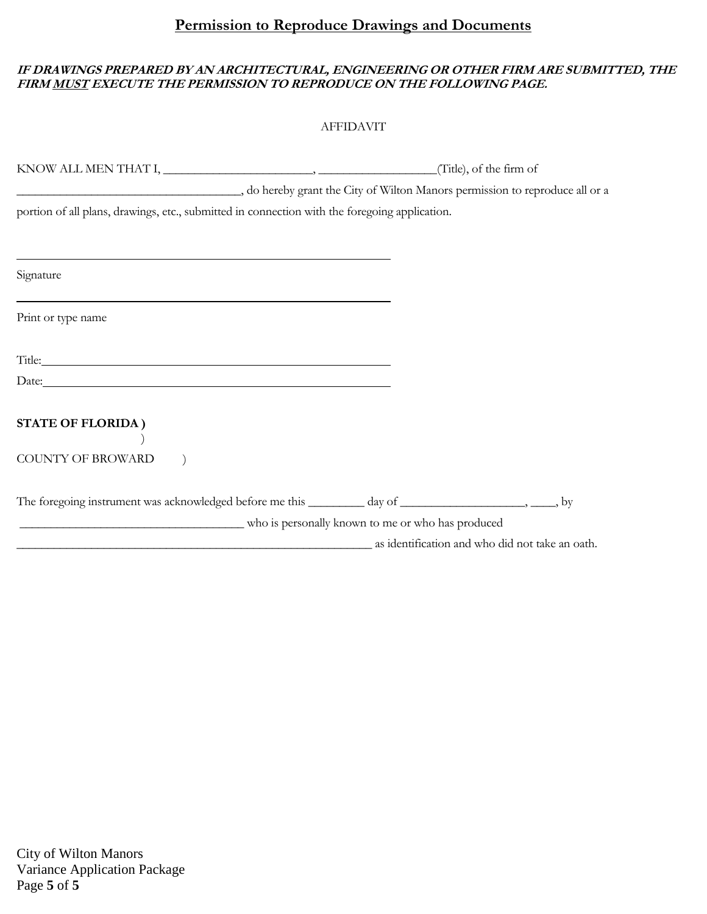# Permission to Reproduce Drawings and Documents

***IF DRAWINGS PREPARED BY AN ARCHITECTURAL, ENGINEERING OR OTHER FIRM ARE SUBMITTED, THE FIRM MUST EXECUTE THE PERMISSION TO REPRODUCE ON THE FOLLOWING PAGE.***

AFFIDAVIT

KNOW ALL MEN THAT I, ________________________, ___________________(Title), of the firm of ____________________________________, do hereby grant the City of Wilton Manors permission to reproduce all or a portion of all plans, drawings, etc., submitted in connection with the foregoing application.

______________________________________________

Signature

______________________________________________

Print or type name

Title:__________________________________________

Date:__________________________________________

**STATE OF FLORIDA )**
)
COUNTY OF BROWARD )

The foregoing instrument was acknowledged before me this _________ day of ____________________, ____, by ____________________________________ who is personally known to me or who has produced ____________________________________________________________ as identification and who did not take an oath.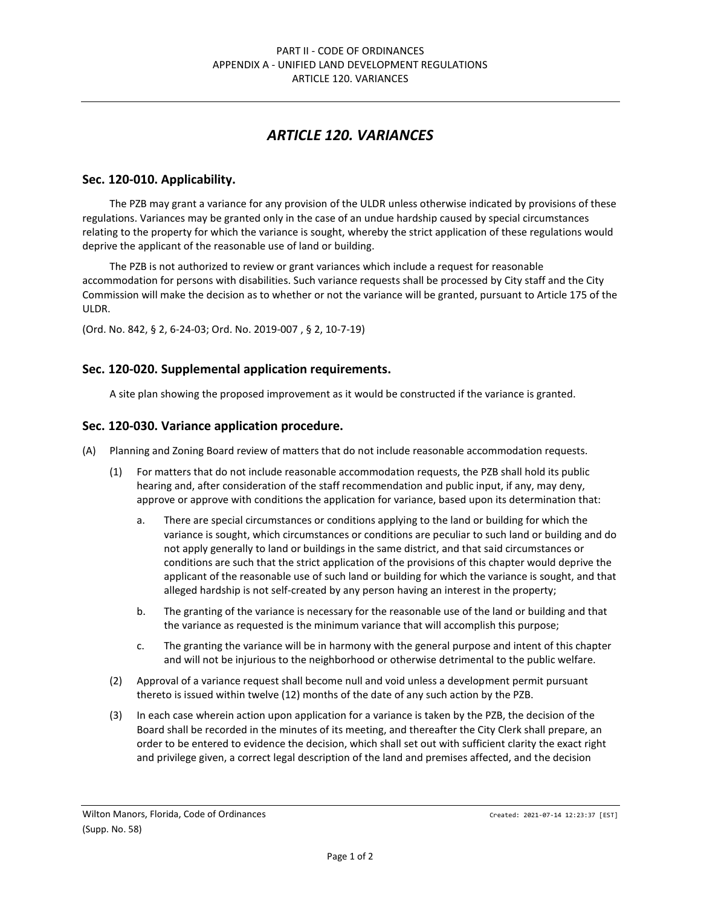# ARTICLE 120. VARIANCES

## Sec. 120-010. Applicability.

The PZB may grant a variance for any provision of the ULDR unless otherwise indicated by provisions of these regulations. Variances may be granted only in the case of an undue hardship caused by special circumstances relating to the property for which the variance is sought, whereby the strict application of these regulations would deprive the applicant of the reasonable use of land or building.

The PZB is not authorized to review or grant variances which include a request for reasonable accommodation for persons with disabilities. Such variance requests shall be processed by City staff and the City Commission will make the decision as to whether or not the variance will be granted, pursuant to Article 175 of the ULDR.

(Ord. No. 842, § 2, 6-24-03; Ord. No. 2019-007 , § 2, 10-7-19)

## Sec. 120-020. Supplemental application requirements.

A site plan showing the proposed improvement as it would be constructed if the variance is granted.

## Sec. 120-030. Variance application procedure.

(A) Planning and Zoning Board review of matters that do not include reasonable accommodation requests.

(1) For matters that do not include reasonable accommodation requests, the PZB shall hold its public hearing and, after consideration of the staff recommendation and public input, if any, may deny, approve or approve with conditions the application for variance, based upon its determination that:

a. There are special circumstances or conditions applying to the land or building for which the variance is sought, which circumstances or conditions are peculiar to such land or building and do not apply generally to land or buildings in the same district, and that said circumstances or conditions are such that the strict application of the provisions of this chapter would deprive the applicant of the reasonable use of such land or building for which the variance is sought, and that alleged hardship is not self-created by any person having an interest in the property;

b. The granting of the variance is necessary for the reasonable use of the land or building and that the variance as requested is the minimum variance that will accomplish this purpose;

c. The granting the variance will be in harmony with the general purpose and intent of this chapter and will not be injurious to the neighborhood or otherwise detrimental to the public welfare.

(2) Approval of a variance request shall become null and void unless a development permit pursuant thereto is issued within twelve (12) months of the date of any such action by the PZB.

(3) In each case wherein action upon application for a variance is taken by the PZB, the decision of the Board shall be recorded in the minutes of its meeting, and thereafter the City Clerk shall prepare, an order to be entered to evidence the decision, which shall set out with sufficient clarity the exact right and privilege given, a correct legal description of the land and premises affected, and the decision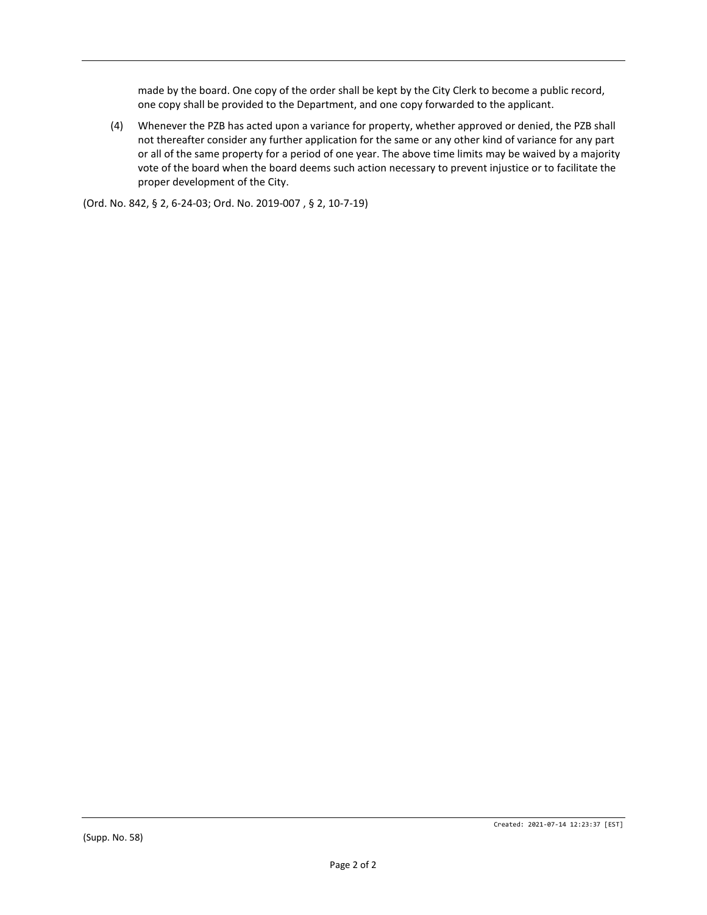made by the board. One copy of the order shall be kept by the City Clerk to become a public record, one copy shall be provided to the Department, and one copy forwarded to the applicant.

(4) Whenever the PZB has acted upon a variance for property, whether approved or denied, the PZB shall not thereafter consider any further application for the same or any other kind of variance for any part or all of the same property for a period of one year. The above time limits may be waived by a majority vote of the board when the board deems such action necessary to prevent injustice or to facilitate the proper development of the City.

(Ord. No. 842, § 2, 6-24-03; Ord. No. 2019-007 , § 2, 10-7-19)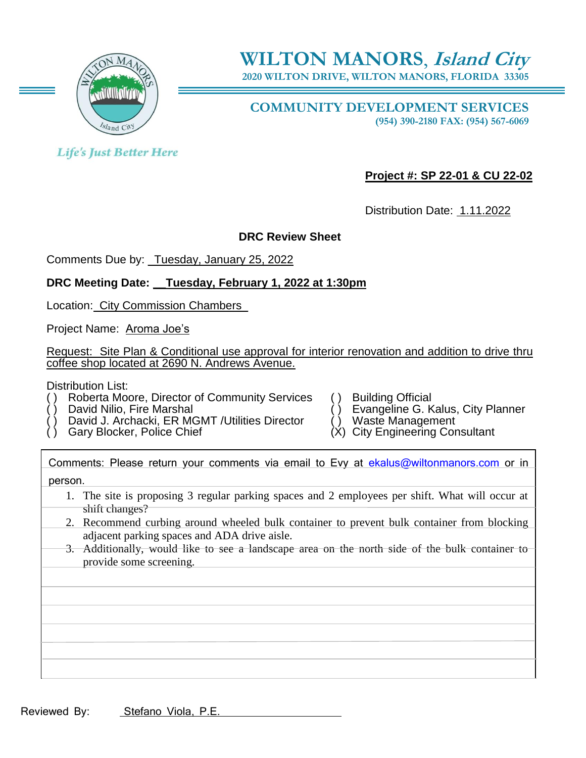# WILTON MANORS, *Island City*

**2020 WILTON DRIVE, WILTON MANORS, FLORIDA 33305**

## COMMUNITY DEVELOPMENT SERVICES

**(954) 390-2180 FAX: (954) 567-6069**

*Life's Just Better Here*

**Project #: SP 22-01 & CU 22-02**

Distribution Date: 1.11.2022

**DRC Review Sheet**

Comments Due by: Tuesday, January 25, 2022

**DRC Meeting Date: Tuesday, February 1, 2022 at 1:30pm**

Location: City Commission Chambers

Project Name: Aroma Joe's

Request: Site Plan & Conditional use approval for interior renovation and addition to drive thru coffee shop located at 2690 N. Andrews Avenue.

Distribution List:

- ( ) Roberta Moore, Director of Community Services
- ( ) David Nilio, Fire Marshal
- ( ) David J. Archacki, ER MGMT /Utilities Director
- ( ) Gary Blocker, Police Chief
- ( ) Building Official
- ( ) Evangeline G. Kalus, City Planner
- ( ) Waste Management
- (X) City Engineering Consultant

Comments: Please return your comments via email to Evy at ekalus@wiltonmanors.com or in person.

1. The site is proposing 3 regular parking spaces and 2 employees per shift. What will occur at shift changes?
2. Recommend curbing around wheeled bulk container to prevent bulk container from blocking adjacent parking spaces and ADA drive aisle.
3. Additionally, would like to see a landscape area on the north side of the bulk container to provide some screening.

Reviewed By: Stefano Viola, P.E.